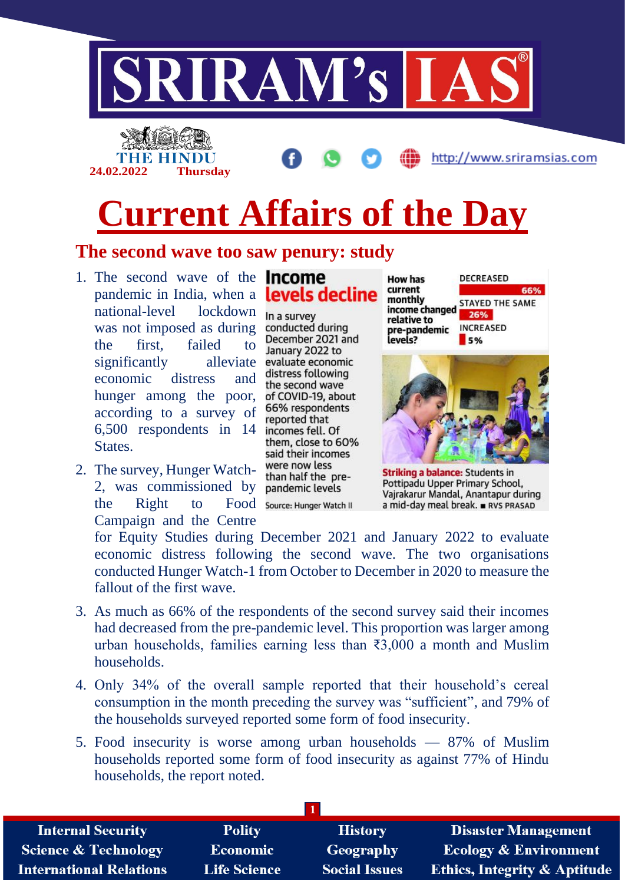# Current Affairs of the Day

## The second wave too saw penury: study

1. The second wave of the pandemic in India, when a national-level lockdown was not imposed as during the first, failed to significantly alleviate economic distress and hunger among the poor, according to a survey of 6,500 respondents in 14 States.

2. The survey, Hunger Watch-2, was commissioned by the Right to Food Campaign and the Centre for Equity Studies during December 2021 and January 2022 to evaluate economic distress following the second wave. The two organisations conducted Hunger Watch-1 from October to December in 2020 to measure the fallout of the first wave.

**Income levels decline**

In a survey conducted during December 2021 and January 2022 to evaluate economic distress following the second wave of COVID-19, about 66% respondents reported that incomes fell. Of them, close to 60% said their incomes were now less than half the pre-pandemic levels

Source: Hunger Watch II

**How has current monthly income changed relative to pre-pandemic levels?**

| | |
|---|---|
| DECREASED | 66% |
| STAYED THE SAME | 26% |
| INCREASED | 5% |

**Striking a balance:** Students in Pottipadu Upper Primary School, Vajrakarur Mandal, Anantapur during a mid-day meal break. ■ RVS PRASAD

3. As much as 66% of the respondents of the second survey said their incomes had decreased from the pre-pandemic level. This proportion was larger among urban households, families earning less than ₹3,000 a month and Muslim households.

4. Only 34% of the overall sample reported that their household's cereal consumption in the month preceding the survey was "sufficient", and 79% of the households surveyed reported some form of food insecurity.

5. Food insecurity is worse among urban households — 87% of Muslim households reported some form of food insecurity as against 77% of Hindu households, the report noted.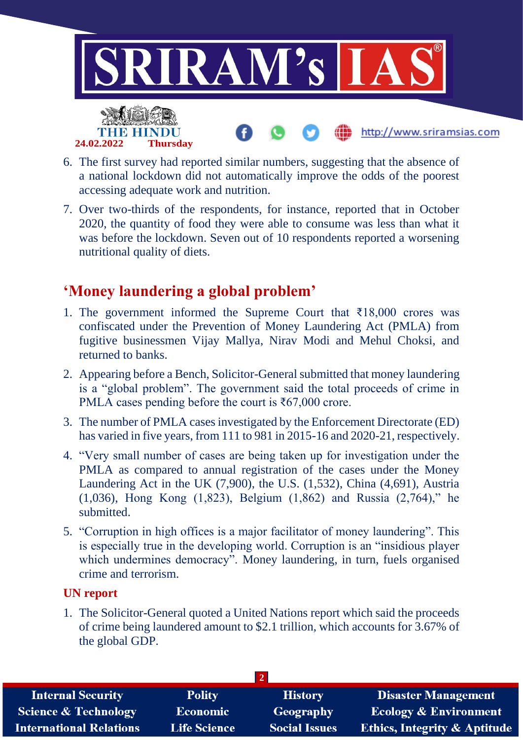6. The first survey had reported similar numbers, suggesting that the absence of a national lockdown did not automatically improve the odds of the poorest accessing adequate work and nutrition.
7. Over two-thirds of the respondents, for instance, reported that in October 2020, the quantity of food they were able to consume was less than what it was before the lockdown. Seven out of 10 respondents reported a worsening nutritional quality of diets.

## ‘Money laundering a global problem’

1. The government informed the Supreme Court that ₹18,000 crores was confiscated under the Prevention of Money Laundering Act (PMLA) from fugitive businessmen Vijay Mallya, Nirav Modi and Mehul Choksi, and returned to banks.
2. Appearing before a Bench, Solicitor-General submitted that money laundering is a “global problem”. The government said the total proceeds of crime in PMLA cases pending before the court is ₹67,000 crore.
3. The number of PMLA cases investigated by the Enforcement Directorate (ED) has varied in five years, from 111 to 981 in 2015-16 and 2020-21, respectively.
4. “Very small number of cases are being taken up for investigation under the PMLA as compared to annual registration of the cases under the Money Laundering Act in the UK (7,900), the U.S. (1,532), China (4,691), Austria (1,036), Hong Kong (1,823), Belgium (1,862) and Russia (2,764),” he submitted.
5. “Corruption in high offices is a major facilitator of money laundering”. This is especially true in the developing world. Corruption is an “insidious player which undermines democracy”. Money laundering, in turn, fuels organised crime and terrorism.

### UN report

1. The Solicitor-General quoted a United Nations report which said the proceeds of crime being laundered amount to $2.1 trillion, which accounts for 3.67% of the global GDP.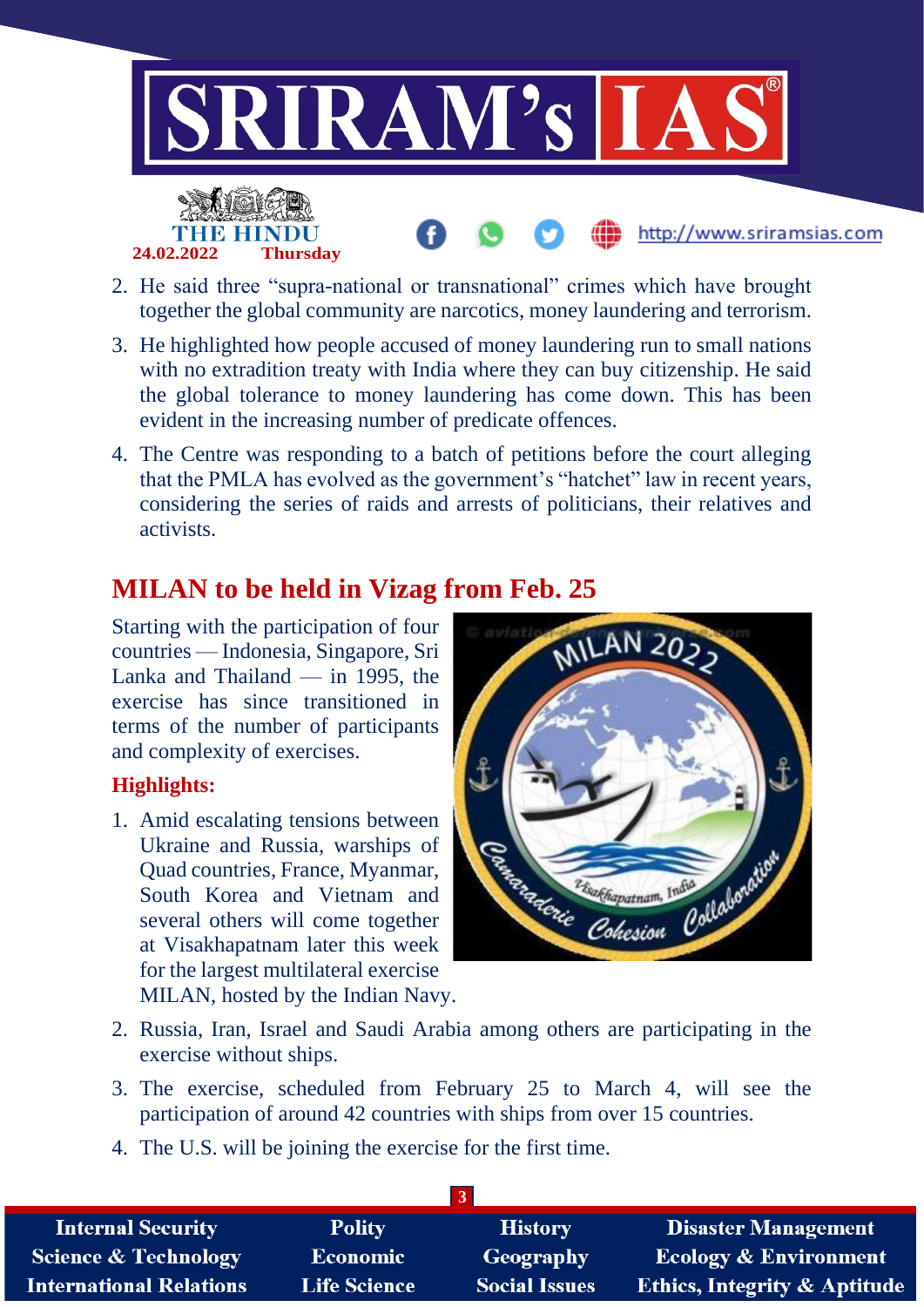2. He said three “supra-national or transnational” crimes which have brought together the global community are narcotics, money laundering and terrorism.
3. He highlighted how people accused of money laundering run to small nations with no extradition treaty with India where they can buy citizenship. He said the global tolerance to money laundering has come down. This has been evident in the increasing number of predicate offences.
4. The Centre was responding to a batch of petitions before the court alleging that the PMLA has evolved as the government’s “hatchet” law in recent years, considering the series of raids and arrests of politicians, their relatives and activists.

## MILAN to be held in Vizag from Feb. 25

Starting with the participation of four countries — Indonesia, Singapore, Sri Lanka and Thailand — in 1995, the exercise has since transitioned in terms of the number of participants and complexity of exercises.

**Highlights:**

1. Amid escalating tensions between Ukraine and Russia, warships of Quad countries, France, Myanmar, South Korea and Vietnam and several others will come together at Visakhapatnam later this week for the largest multilateral exercise MILAN, hosted by the Indian Navy.
2. Russia, Iran, Israel and Saudi Arabia among others are participating in the exercise without ships.
3. The exercise, scheduled from February 25 to March 4, will see the participation of around 42 countries with ships from over 15 countries.
4. The U.S. will be joining the exercise for the first time.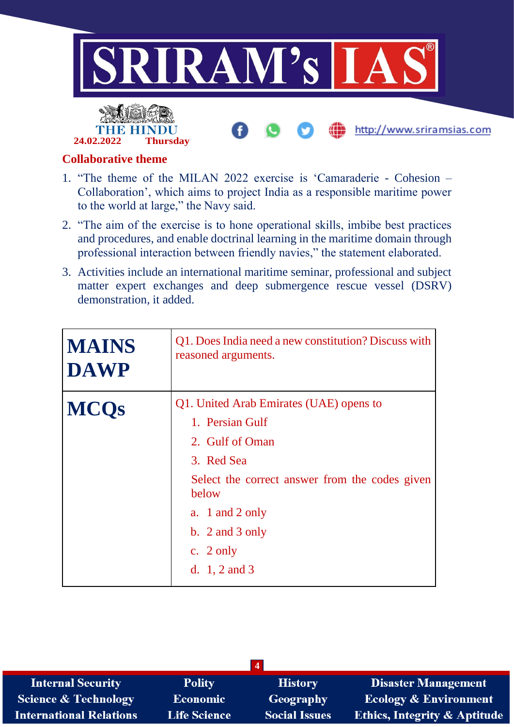## Collaborative theme

1. "The theme of the MILAN 2022 exercise is 'Camaraderie - Cohesion – Collaboration', which aims to project India as a responsible maritime power to the world at large," the Navy said.
2. "The aim of the exercise is to hone operational skills, imbibe best practices and procedures, and enable doctrinal learning in the maritime domain through professional interaction between friendly navies," the statement elaborated.
3. Activities include an international maritime seminar, professional and subject matter expert exchanges and deep submergence rescue vessel (DSRV) demonstration, it added.

| | |
|---|---|
| **MAINS DAWP** | Q1. Does India need a new constitution? Discuss with reasoned arguments. |
| **MCQs** | Q1. United Arab Emirates (UAE) opens to<br>1. Persian Gulf<br>2. Gulf of Oman<br>3. Red Sea<br>Select the correct answer from the codes given below<br>a. 1 and 2 only<br>b. 2 and 3 only<br>c. 2 only<br>d. 1, 2 and 3 |